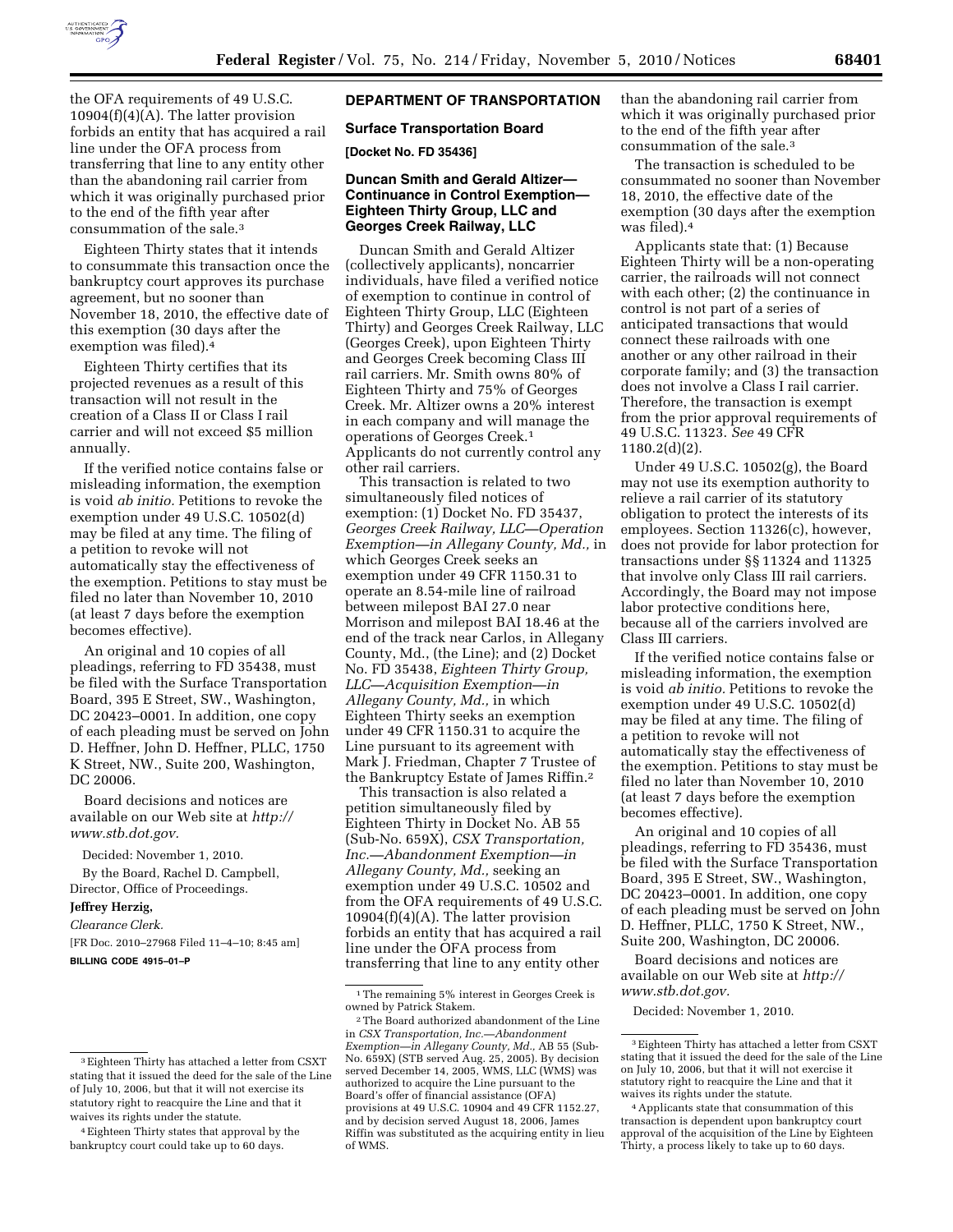the OFA requirements of 49 U.S.C. 10904(f)(4)(A). The latter provision forbids an entity that has acquired a rail line under the OFA process from transferring that line to any entity other than the abandoning rail carrier from which it was originally purchased prior to the end of the fifth year after consummation of the sale.[3]

Eighteen Thirty states that it intends to consummate this transaction once the bankruptcy court approves its purchase agreement, but no sooner than November 18, 2010, the effective date of this exemption (30 days after the exemption was filed).[4]

Eighteen Thirty certifies that its projected revenues as a result of this transaction will not result in the creation of a Class II or Class I rail carrier and will not exceed $5 million annually.

If the verified notice contains false or misleading information, the exemption is void *ab initio.* Petitions to revoke the exemption under 49 U.S.C. 10502(d) may be filed at any time. The filing of a petition to revoke will not automatically stay the effectiveness of the exemption. Petitions to stay must be filed no later than November 10, 2010 (at least 7 days before the exemption becomes effective).

An original and 10 copies of all pleadings, referring to FD 35438, must be filed with the Surface Transportation Board, 395 E Street, SW., Washington, DC 20423–0001. In addition, one copy of each pleading must be served on John D. Heffner, John D. Heffner, PLLC, 1750 K Street, NW., Suite 200, Washington, DC 20006.

Board decisions and notices are available on our Web site at *http://www.stb.dot.gov.*

Decided: November 1, 2010.

By the Board, Rachel D. Campbell, Director, Office of Proceedings.

**Jeffrey Herzig,**

*Clearance Clerk.*

[FR Doc. 2010–27968 Filed 11–4–10; 8:45 am]

**BILLING CODE 4915–01–P**

[3] Eighteen Thirty has attached a letter from CSXT stating that it issued the deed for the sale of the Line of July 10, 2006, but that it will not exercise its statutory right to reacquire the Line and that it waives its rights under the statute.

[4] Eighteen Thirty states that approval by the bankruptcy court could take up to 60 days.

## DEPARTMENT OF TRANSPORTATION

### Surface Transportation Board

**[Docket No. FD 35436]**

### Duncan Smith and Gerald Altizer—Continuance in Control Exemption—Eighteen Thirty Group, LLC and Georges Creek Railway, LLC

Duncan Smith and Gerald Altizer (collectively applicants), noncarrier individuals, have filed a verified notice of exemption to continue in control of Eighteen Thirty Group, LLC (Eighteen Thirty) and Georges Creek Railway, LLC (Georges Creek), upon Eighteen Thirty and Georges Creek becoming Class III rail carriers. Mr. Smith owns 80% of Eighteen Thirty and 75% of Georges Creek. Mr. Altizer owns a 20% interest in each company and will manage the operations of Georges Creek.[1] Applicants do not currently control any other rail carriers.

This transaction is related to two simultaneously filed notices of exemption: (1) Docket No. FD 35437, *Georges Creek Railway, LLC—Operation Exemption—in Allegany County, Md.,* in which Georges Creek seeks an exemption under 49 CFR 1150.31 to operate an 8.54-mile line of railroad between milepost BAI 27.0 near Morrison and milepost BAI 18.46 at the end of the track near Carlos, in Allegany County, Md., (the Line); and (2) Docket No. FD 35438, *Eighteen Thirty Group, LLC—Acquisition Exemption—in Allegany County, Md.,* in which Eighteen Thirty seeks an exemption under 49 CFR 1150.31 to acquire the Line pursuant to its agreement with Mark J. Friedman, Chapter 7 Trustee of the Bankruptcy Estate of James Riffin.[2]

This transaction is also related a petition simultaneously filed by Eighteen Thirty in Docket No. AB 55 (Sub-No. 659X), *CSX Transportation, Inc.—Abandonment Exemption—in Allegany County, Md.,* seeking an exemption under 49 U.S.C. 10502 and from the OFA requirements of 49 U.S.C. 10904(f)(4)(A). The latter provision forbids an entity that has acquired a rail line under the OFA process from transferring that line to any entity other than the abandoning rail carrier from which it was originally purchased prior to the end of the fifth year after consummation of the sale.[3]

The transaction is scheduled to be consummated no sooner than November 18, 2010, the effective date of the exemption (30 days after the exemption was filed).[4]

Applicants state that: (1) Because Eighteen Thirty will be a non-operating carrier, the railroads will not connect with each other; (2) the continuance in control is not part of a series of anticipated transactions that would connect these railroads with one another or any other railroad in their corporate family; and (3) the transaction does not involve a Class I rail carrier. Therefore, the transaction is exempt from the prior approval requirements of 49 U.S.C. 11323. *See* 49 CFR 1180.2(d)(2).

Under 49 U.S.C. 10502(g), the Board may not use its exemption authority to relieve a rail carrier of its statutory obligation to protect the interests of its employees. Section 11326(c), however, does not provide for labor protection for transactions under §§ 11324 and 11325 that involve only Class III rail carriers. Accordingly, the Board may not impose labor protective conditions here, because all of the carriers involved are Class III carriers.

If the verified notice contains false or misleading information, the exemption is void *ab initio.* Petitions to revoke the exemption under 49 U.S.C. 10502(d) may be filed at any time. The filing of a petition to revoke will not automatically stay the effectiveness of the exemption. Petitions to stay must be filed no later than November 10, 2010 (at least 7 days before the exemption becomes effective).

An original and 10 copies of all pleadings, referring to FD 35436, must be filed with the Surface Transportation Board, 395 E Street, SW., Washington, DC 20423–0001. In addition, one copy of each pleading must be served on John D. Heffner, PLLC, 1750 K Street, NW., Suite 200, Washington, DC 20006.

Board decisions and notices are available on our Web site at *http://www.stb.dot.gov.*

Decided: November 1, 2010.

[1] The remaining 5% interest in Georges Creek is owned by Patrick Stakem.

[2] The Board authorized abandonment of the Line in *CSX Transportation, Inc.—Abandonment Exemption—in Allegany County, Md.,* AB 55 (Sub-No. 659X) (STB served Aug. 25, 2005). By decision served December 14, 2005, WMS, LLC (WMS) was authorized to acquire the Line pursuant to the Board's offer of financial assistance (OFA) provisions at 49 U.S.C. 10904 and 49 CFR 1152.27, and by decision served August 18, 2006, James Riffin was substituted as the acquiring entity in lieu of WMS.

[3] Eighteen Thirty has attached a letter from CSXT stating that it issued the deed for the sale of the Line on July 10, 2006, but that it will not exercise its statutory right to reacquire the Line and that it waives its rights under the statute.

[4] Applicants state that consummation of this transaction is dependent upon bankruptcy court approval of the acquisition of the Line by Eighteen Thirty, a process likely to take up to 60 days.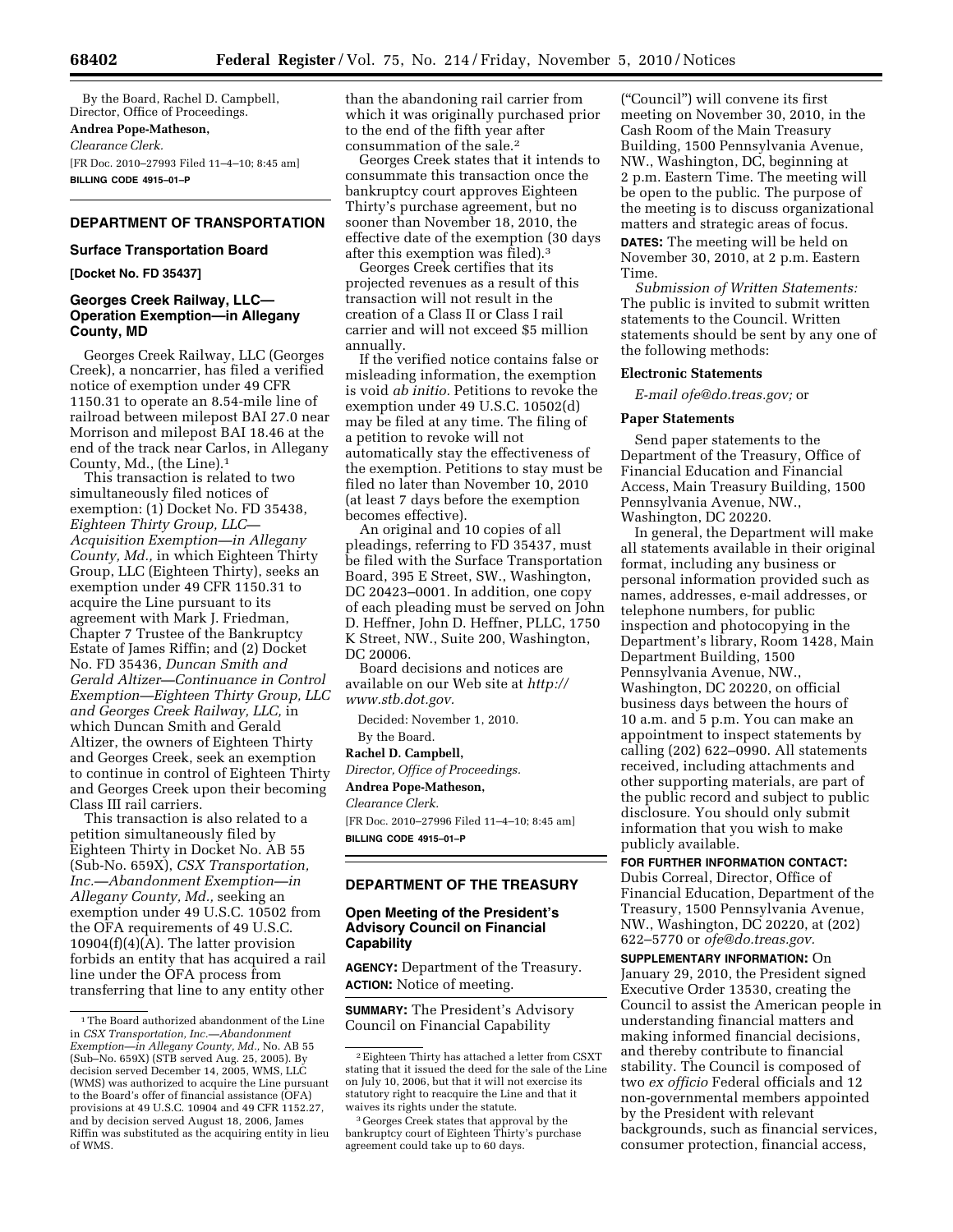By the Board, Rachel D. Campbell, Director, Office of Proceedings.

**Andrea Pope-Matheson,**

*Clearance Clerk.*

[FR Doc. 2010–27993 Filed 11–4–10; 8:45 am]

**BILLING CODE 4915–01–P**

## DEPARTMENT OF TRANSPORTATION

### Surface Transportation Board

**[Docket No. FD 35437]**

### Georges Creek Railway, LLC—Operation Exemption—in Allegany County, MD

Georges Creek Railway, LLC (Georges Creek), a noncarrier, has filed a verified notice of exemption under 49 CFR 1150.31 to operate an 8.54-mile line of railroad between milepost BAI 27.0 near Morrison and milepost BAI 18.46 at the end of the track near Carlos, in Allegany County, Md., (the Line).[1]

This transaction is related to two simultaneously filed notices of exemption: (1) Docket No. FD 35438, *Eighteen Thirty Group, LLC—Acquisition Exemption—in Allegany County, Md.,* in which Eighteen Thirty Group, LLC (Eighteen Thirty), seeks an exemption under 49 CFR 1150.31 to acquire the Line pursuant to its agreement with Mark J. Friedman, Chapter 7 Trustee of the Bankruptcy Estate of James Riffin; and (2) Docket No. FD 35436, *Duncan Smith and Gerald Altizer—Continuance in Control Exemption—Eighteen Thirty Group, LLC and Georges Creek Railway, LLC,* in which Duncan Smith and Gerald Altizer, the owners of Eighteen Thirty and Georges Creek, seek an exemption to continue in control of Eighteen Thirty and Georges Creek upon their becoming Class III rail carriers.

This transaction is also related to a petition simultaneously filed by Eighteen Thirty in Docket No. AB 55 (Sub-No. 659X), *CSX Transportation, Inc.—Abandonment Exemption—in Allegany County, Md.,* seeking an exemption under 49 U.S.C. 10502 from the OFA requirements of 49 U.S.C. 10904(f)(4)(A). The latter provision forbids an entity that has acquired a rail line under the OFA process from transferring that line to any entity other than the abandoning rail carrier from which it was originally purchased prior to the end of the fifth year after consummation of the sale.[2]

Georges Creek states that it intends to consummate this transaction once the bankruptcy court approves Eighteen Thirty's purchase agreement, but no sooner than November 18, 2010, the effective date of the exemption (30 days after this exemption was filed).[3]

Georges Creek certifies that its projected revenues as a result of this transaction will not result in the creation of a Class II or Class I rail carrier and will not exceed $5 million annually.

If the verified notice contains false or misleading information, the exemption is void *ab initio.* Petitions to revoke the exemption under 49 U.S.C. 10502(d) may be filed at any time. The filing of a petition to revoke will not automatically stay the effectiveness of the exemption. Petitions to stay must be filed no later than November 10, 2010 (at least 7 days before the exemption becomes effective).

An original and 10 copies of all pleadings, referring to FD 35437, must be filed with the Surface Transportation Board, 395 E Street, SW., Washington, DC 20423–0001. In addition, one copy of each pleading must be served on John D. Heffner, John D. Heffner, PLLC, 1750 K Street, NW., Suite 200, Washington, DC 20006.

Board decisions and notices are available on our Web site at *http://www.stb.dot.gov.*

Decided: November 1, 2010.

By the Board.

**Rachel D. Campbell,**

*Director, Office of Proceedings.*

**Andrea Pope-Matheson,**

*Clearance Clerk.*

[FR Doc. 2010–27996 Filed 11–4–10; 8:45 am]

**BILLING CODE 4915–01–P**

[1] The Board authorized abandonment of the Line in *CSX Transportation, Inc.—Abandonment Exemption—in Allegany County, Md.,* No. AB 55 (Sub–No. 659X) (STB served Aug. 25, 2005). By decision served December 14, 2005, WMS, LLC (WMS) was authorized to acquire the Line pursuant to the Board's offer of financial assistance (OFA) provisions at 49 U.S.C. 10904 and 49 CFR 1152.27, and by decision served August 18, 2006, James Riffin was substituted as the acquiring entity in lieu of WMS.

[2] Eighteen Thirty has attached a letter from CSXT stating that it issued the deed for the sale of the Line on July 10, 2006, but that it will not exercise its statutory right to reacquire the Line and that it waives its rights under the statute.

[3] Georges Creek states that approval by the bankruptcy court of Eighteen Thirty's purchase agreement could take up to 60 days.

## DEPARTMENT OF THE TREASURY

### Open Meeting of the President's Advisory Council on Financial Capability

**AGENCY:** Department of the Treasury.

**ACTION:** Notice of meeting.

**SUMMARY:** The President's Advisory Council on Financial Capability ("Council") will convene its first meeting on November 30, 2010, in the Cash Room of the Main Treasury Building, 1500 Pennsylvania Avenue, NW., Washington, DC, beginning at 2 p.m. Eastern Time. The meeting will be open to the public. The purpose of the meeting is to discuss organizational matters and strategic areas of focus.

**DATES:** The meeting will be held on November 30, 2010, at 2 p.m. Eastern Time.

*Submission of Written Statements:* The public is invited to submit written statements to the Council. Written statements should be sent by any one of the following methods:

#### Electronic Statements

*E-mail ofe@do.treas.gov;* or

#### Paper Statements

Send paper statements to the Department of the Treasury, Office of Financial Education and Financial Access, Main Treasury Building, 1500 Pennsylvania Avenue, NW., Washington, DC 20220.

In general, the Department will make all statements available in their original format, including any business or personal information provided such as names, addresses, e-mail addresses, or telephone numbers, for public inspection and photocopying in the Department's library, Room 1428, Main Department Building, 1500 Pennsylvania Avenue, NW., Washington, DC 20220, on official business days between the hours of 10 a.m. and 5 p.m. You can make an appointment to inspect statements by calling (202) 622–0990. All statements received, including attachments and other supporting materials, are part of the public record and subject to public disclosure. You should only submit information that you wish to make publicly available.

**FOR FURTHER INFORMATION CONTACT:** Dubis Correal, Director, Office of Financial Education, Department of the Treasury, 1500 Pennsylvania Avenue, NW., Washington, DC 20220, at (202) 622–5770 or *ofe@do.treas.gov.*

**SUPPLEMENTARY INFORMATION:** On January 29, 2010, the President signed Executive Order 13530, creating the Council to assist the American people in understanding financial matters and making informed financial decisions, and thereby contribute to financial stability. The Council is composed of two *ex officio* Federal officials and 12 non-governmental members appointed by the President with relevant backgrounds, such as financial services, consumer protection, financial access,